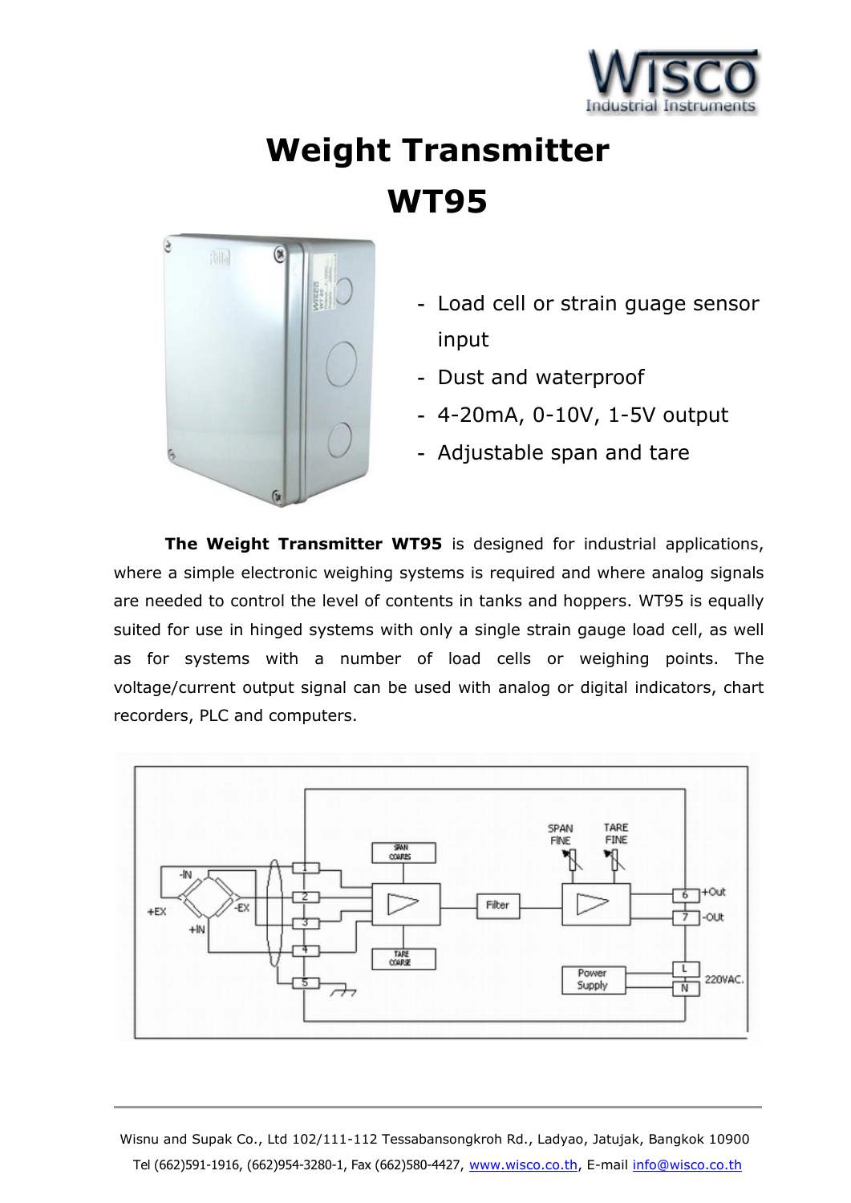# Weight Transmitter

# WT95

- Load cell or strain guage sensor input
- Dust and waterproof
- 4-20mA, 0-10V, 1-5V output
- Adjustable span and tare

**The Weight Transmitter WT95** is designed for industrial applications, where a simple electronic weighing systems is required and where analog signals are needed to control the level of contents in tanks and hoppers. WT95 is equally suited for use in hinged systems with only a single strain gauge load cell, as well as for systems with a number of load cells or weighing points. The voltage/current output signal can be used with analog or digital indicators, chart recorders, PLC and computers.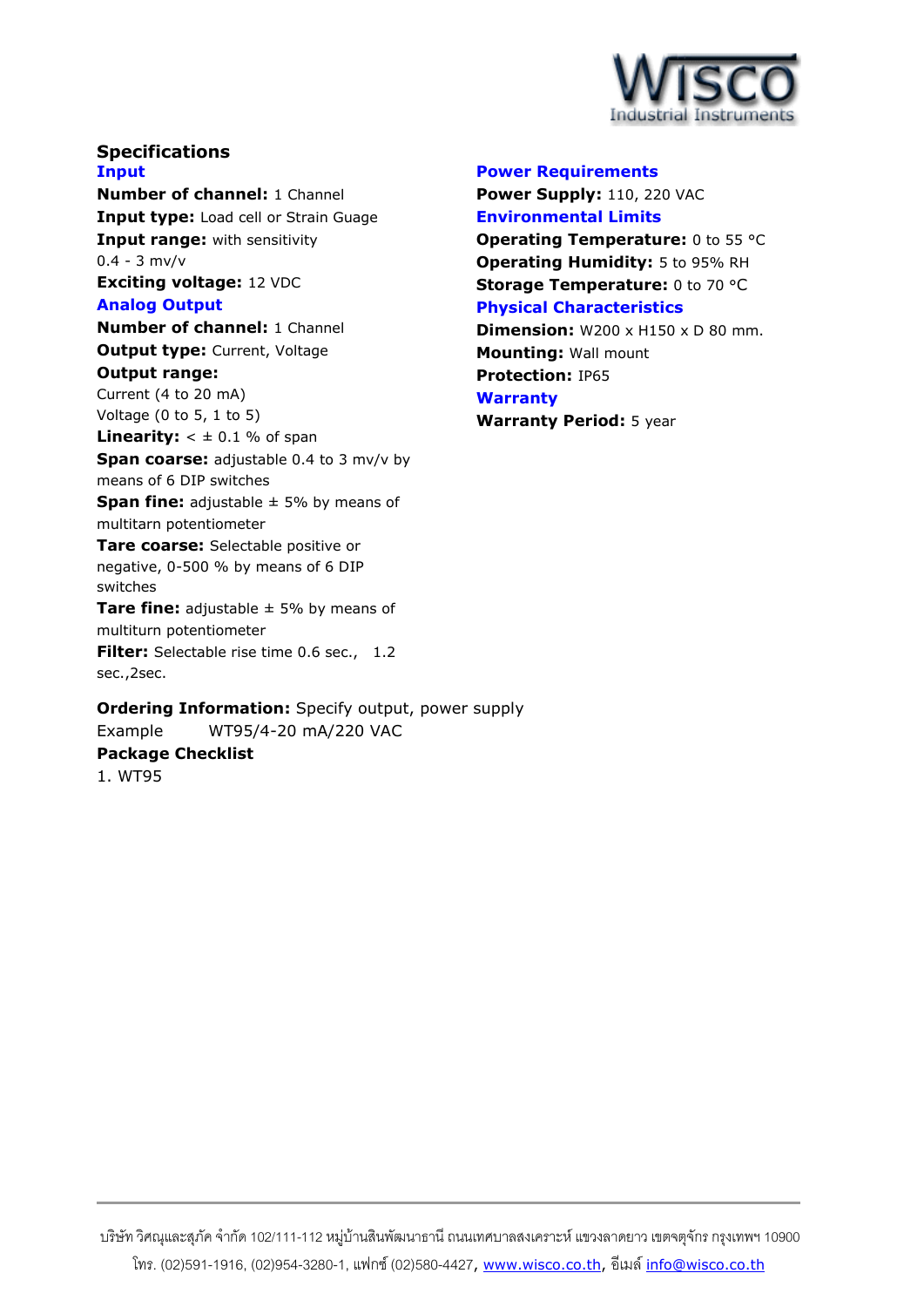## Specifications

### Input

**Number of channel:** 1 Channel

**Input type:** Load cell or Strain Guage

**Input range:** with sensitivity 0.4 - 3 mv/v

**Exciting voltage:** 12 VDC

### Analog Output

**Number of channel:** 1 Channel

**Output type:** Current, Voltage

**Output range:**
Current (4 to 20 mA)
Voltage (0 to 5, 1 to 5)

**Linearity:** < ± 0.1 % of span

**Span coarse:** adjustable 0.4 to 3 mv/v by means of 6 DIP switches

**Span fine:** adjustable ± 5% by means of multitarn potentiometer

**Tare coarse:** Selectable positive or negative, 0-500 % by means of 6 DIP switches

**Tare fine:** adjustable ± 5% by means of multiturn potentiometer

**Filter:** Selectable rise time 0.6 sec., 1.2 sec.,2sec.

### Power Requirements

**Power Supply:** 110, 220 VAC

### Environmental Limits

**Operating Temperature:** 0 to 55 °C

**Operating Humidity:** 5 to 95% RH

**Storage Temperature:** 0 to 70 °C

### Physical Characteristics

**Dimension:** W200 x H150 x D 80 mm.

**Mounting:** Wall mount

**Protection:** IP65

### Warranty

**Warranty Period:** 5 year

**Ordering Information:** Specify output, power supply

Example WT95/4-20 mA/220 VAC

**Package Checklist**

1. WT95